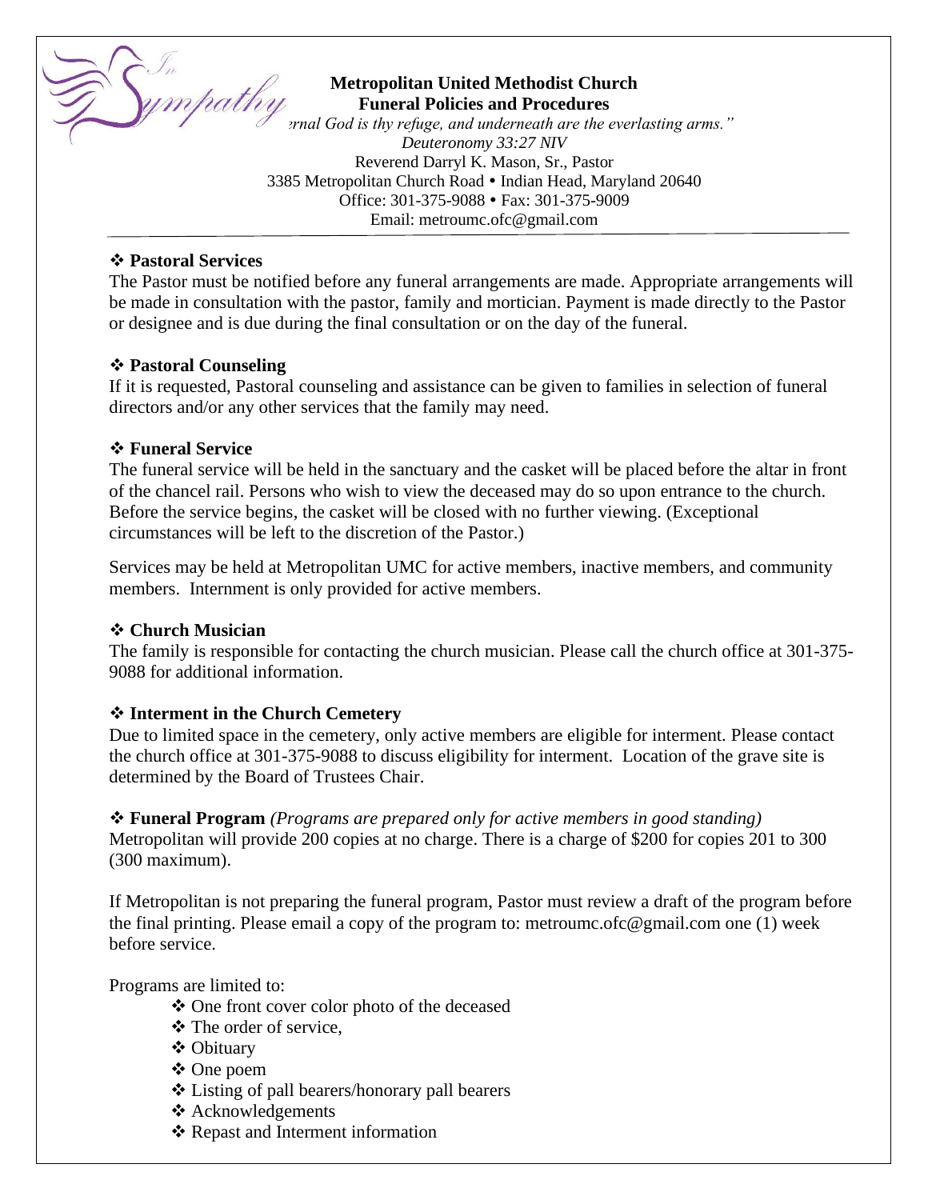In Sympathy

**Metropolitan United Methodist Church**
**Funeral Policies and Procedures**

*"The eternal God is thy refuge, and underneath are the everlasting arms."*
*Deuteronomy 33:27 NIV*

Reverend Darryl K. Mason, Sr., Pastor
3385 Metropolitan Church Road • Indian Head, Maryland 20640
Office: 301-375-9088 • Fax: 301-375-9009
Email: metroumc.ofc@gmail.com

---

### ❖ Pastoral Services

The Pastor must be notified before any funeral arrangements are made. Appropriate arrangements will be made in consultation with the pastor, family and mortician. Payment is made directly to the Pastor or designee and is due during the final consultation or on the day of the funeral.

### ❖ Pastoral Counseling

If it is requested, Pastoral counseling and assistance can be given to families in selection of funeral directors and/or any other services that the family may need.

### ❖ Funeral Service

The funeral service will be held in the sanctuary and the casket will be placed before the altar in front of the chancel rail. Persons who wish to view the deceased may do so upon entrance to the church. Before the service begins, the casket will be closed with no further viewing. (Exceptional circumstances will be left to the discretion of the Pastor.)

Services may be held at Metropolitan UMC for active members, inactive members, and community members. Internment is only provided for active members.

### ❖ Church Musician

The family is responsible for contacting the church musician. Please call the church office at 301-375-9088 for additional information.

### ❖ Interment in the Church Cemetery

Due to limited space in the cemetery, only active members are eligible for interment. Please contact the church office at 301-375-9088 to discuss eligibility for interment. Location of the grave site is determined by the Board of Trustees Chair.

### ❖ Funeral Program *(Programs are prepared only for active members in good standing)*

Metropolitan will provide 200 copies at no charge. There is a charge of $200 for copies 201 to 300 (300 maximum).

If Metropolitan is not preparing the funeral program, Pastor must review a draft of the program before the final printing. Please email a copy of the program to: metroumc.ofc@gmail.com one (1) week before service.

Programs are limited to:

- One front cover color photo of the deceased
- The order of service,
- Obituary
- One poem
- Listing of pall bearers/honorary pall bearers
- Acknowledgements
- Repast and Interment information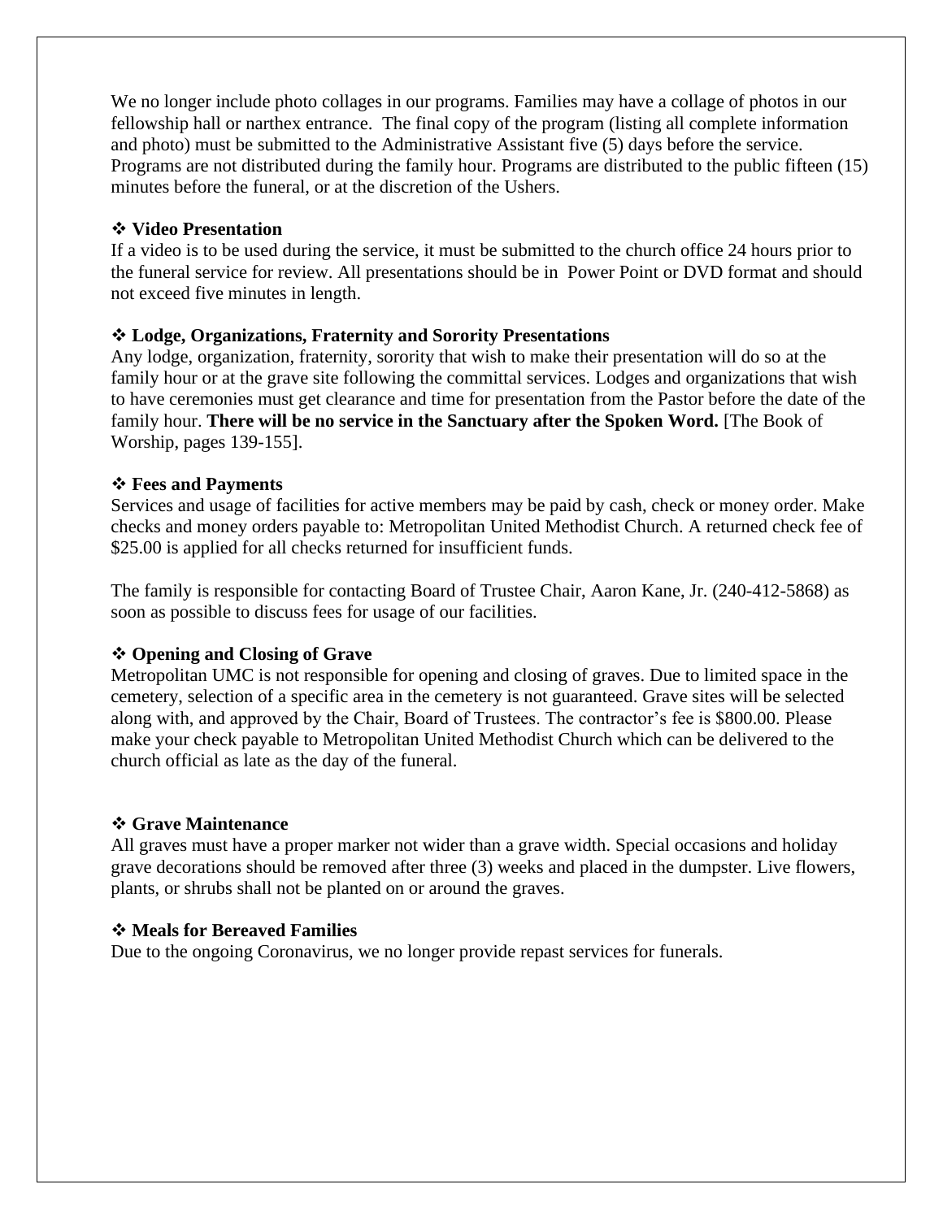We no longer include photo collages in our programs. Families may have a collage of photos in our fellowship hall or narthex entrance. The final copy of the program (listing all complete information and photo) must be submitted to the Administrative Assistant five (5) days before the service. Programs are not distributed during the family hour. Programs are distributed to the public fifteen (15) minutes before the funeral, or at the discretion of the Ushers.

❖ **Video Presentation**
If a video is to be used during the service, it must be submitted to the church office 24 hours prior to the funeral service for review. All presentations should be in Power Point or DVD format and should not exceed five minutes in length.

❖ **Lodge, Organizations, Fraternity and Sorority Presentations**
Any lodge, organization, fraternity, sorority that wish to make their presentation will do so at the family hour or at the grave site following the committal services. Lodges and organizations that wish to have ceremonies must get clearance and time for presentation from the Pastor before the date of the family hour. **There will be no service in the Sanctuary after the Spoken Word.** [The Book of Worship, pages 139-155].

❖ **Fees and Payments**
Services and usage of facilities for active members may be paid by cash, check or money order. Make checks and money orders payable to: Metropolitan United Methodist Church. A returned check fee of $25.00 is applied for all checks returned for insufficient funds.

The family is responsible for contacting Board of Trustee Chair, Aaron Kane, Jr. (240-412-5868) as soon as possible to discuss fees for usage of our facilities.

❖ **Opening and Closing of Grave**
Metropolitan UMC is not responsible for opening and closing of graves. Due to limited space in the cemetery, selection of a specific area in the cemetery is not guaranteed. Grave sites will be selected along with, and approved by the Chair, Board of Trustees. The contractor's fee is $800.00. Please make your check payable to Metropolitan United Methodist Church which can be delivered to the church official as late as the day of the funeral.

❖ **Grave Maintenance**
All graves must have a proper marker not wider than a grave width. Special occasions and holiday grave decorations should be removed after three (3) weeks and placed in the dumpster. Live flowers, plants, or shrubs shall not be planted on or around the graves.

❖ **Meals for Bereaved Families**
Due to the ongoing Coronavirus, we no longer provide repast services for funerals.